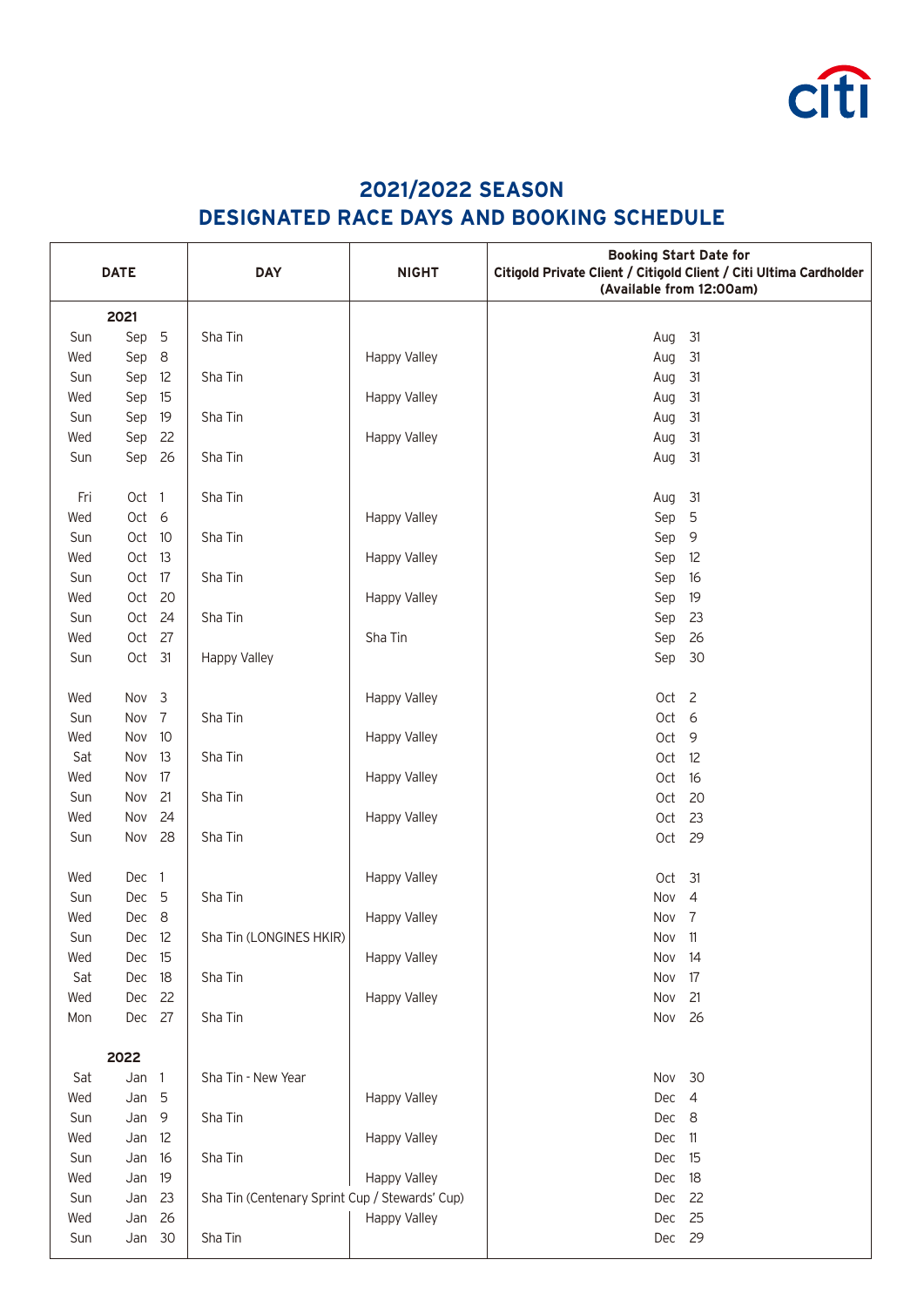## 2021/2022 SEASON
## DESIGNATED RACE DAYS AND BOOKING SCHEDULE

| DATE | | | DAY | NIGHT | Booking Start Date for Citigold Private Client / Citigold Client / Citi Ultima Cardholder (Available from 12:00am) |
|---|---|---|---|---|---|
| **2021** | | | | | |
| Sun | Sep | 5 | Sha Tin | | Aug 31 |
| Wed | Sep | 8 | | Happy Valley | Aug 31 |
| Sun | Sep | 12 | Sha Tin | | Aug 31 |
| Wed | Sep | 15 | | Happy Valley | Aug 31 |
| Sun | Sep | 19 | Sha Tin | | Aug 31 |
| Wed | Sep | 22 | | Happy Valley | Aug 31 |
| Sun | Sep | 26 | Sha Tin | | Aug 31 |
| Fri | Oct | 1 | Sha Tin | | Aug 31 |
| Wed | Oct | 6 | | Happy Valley | Sep 5 |
| Sun | Oct | 10 | Sha Tin | | Sep 9 |
| Wed | Oct | 13 | | Happy Valley | Sep 12 |
| Sun | Oct | 17 | Sha Tin | | Sep 16 |
| Wed | Oct | 20 | | Happy Valley | Sep 19 |
| Sun | Oct | 24 | Sha Tin | | Sep 23 |
| Wed | Oct | 27 | | Sha Tin | Sep 26 |
| Sun | Oct | 31 | Happy Valley | | Sep 30 |
| Wed | Nov | 3 | | Happy Valley | Oct 2 |
| Sun | Nov | 7 | Sha Tin | | Oct 6 |
| Wed | Nov | 10 | | Happy Valley | Oct 9 |
| Sat | Nov | 13 | Sha Tin | | Oct 12 |
| Wed | Nov | 17 | | Happy Valley | Oct 16 |
| Sun | Nov | 21 | Sha Tin | | Oct 20 |
| Wed | Nov | 24 | | Happy Valley | Oct 23 |
| Sun | Nov | 28 | Sha Tin | | Oct 29 |
| Wed | Dec | 1 | | Happy Valley | Oct 31 |
| Sun | Dec | 5 | Sha Tin | | Nov 4 |
| Wed | Dec | 8 | | Happy Valley | Nov 7 |
| Sun | Dec | 12 | Sha Tin (LONGINES HKIR) | | Nov 11 |
| Wed | Dec | 15 | | Happy Valley | Nov 14 |
| Sat | Dec | 18 | Sha Tin | | Nov 17 |
| Wed | Dec | 22 | | Happy Valley | Nov 21 |
| Mon | Dec | 27 | Sha Tin | | Nov 26 |
| **2022** | | | | | |
| Sat | Jan | 1 | Sha Tin - New Year | | Nov 30 |
| Wed | Jan | 5 | | Happy Valley | Dec 4 |
| Sun | Jan | 9 | Sha Tin | | Dec 8 |
| Wed | Jan | 12 | | Happy Valley | Dec 11 |
| Sun | Jan | 16 | Sha Tin | | Dec 15 |
| Wed | Jan | 19 | | Happy Valley | Dec 18 |
| Sun | Jan | 23 | Sha Tin (Centenary Sprint Cup / Stewards' Cup) | | Dec 22 |
| Wed | Jan | 26 | | Happy Valley | Dec 25 |
| Sun | Jan | 30 | Sha Tin | | Dec 29 |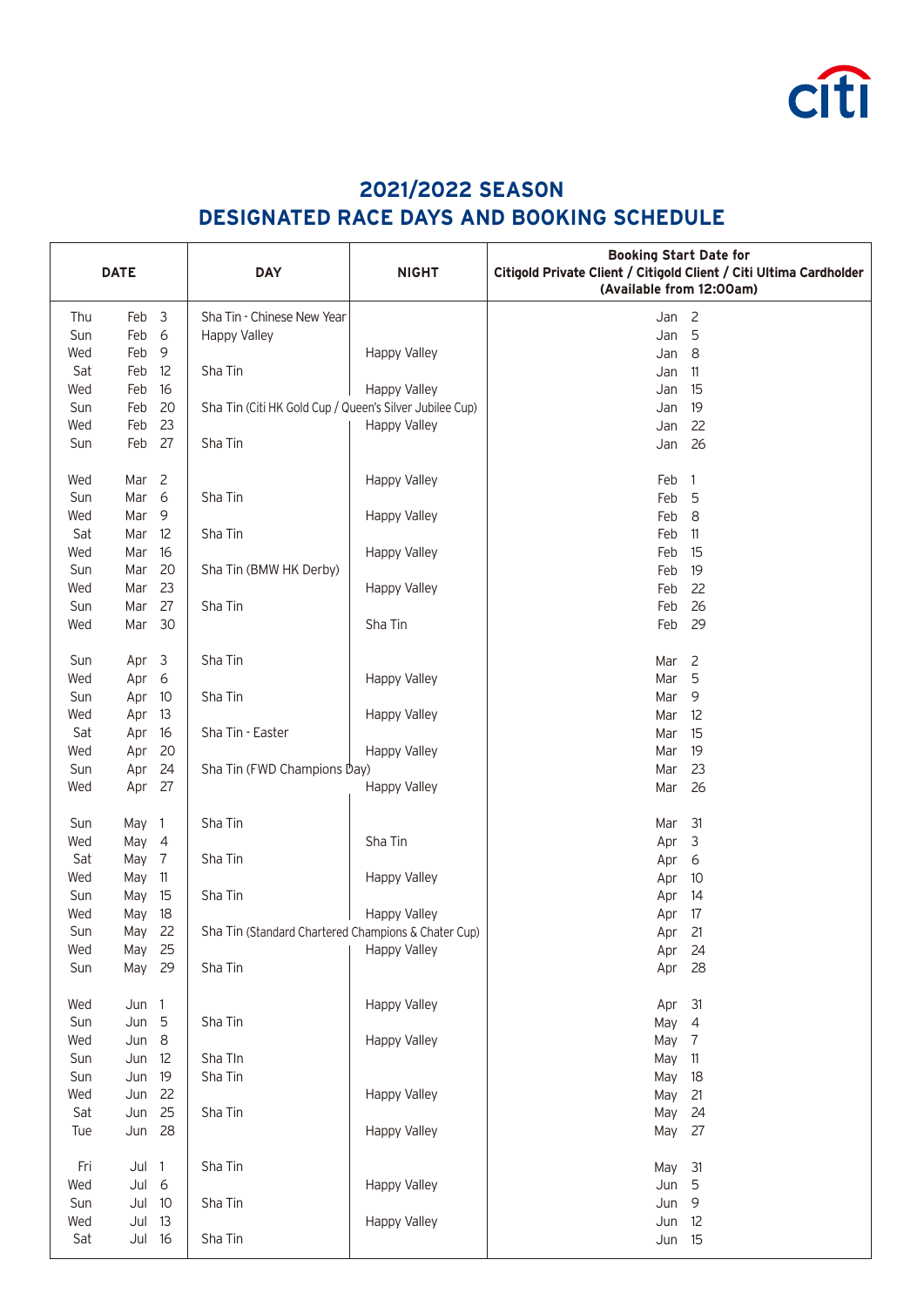## 2021/2022 SEASON
## DESIGNATED RACE DAYS AND BOOKING SCHEDULE

| DATE | | | DAY | NIGHT | Booking Start Date for Citigold Private Client / Citigold Client / Citi Ultima Cardholder (Available from 12:00am) |
|---|---|---|---|---|---|
| Thu | Feb | 3 | Sha Tin - Chinese New Year | | Jan 2 |
| Sun | Feb | 6 | Happy Valley | | Jan 5 |
| Wed | Feb | 9 | | Happy Valley | Jan 8 |
| Sat | Feb | 12 | Sha Tin | | Jan 11 |
| Wed | Feb | 16 | | Happy Valley | Jan 15 |
| Sun | Feb | 20 | Sha Tin (Citi HK Gold Cup / Queen's Silver Jubilee Cup) | | Jan 19 |
| Wed | Feb | 23 | | Happy Valley | Jan 22 |
| Sun | Feb | 27 | Sha Tin | | Jan 26 |
| Wed | Mar | 2 | | Happy Valley | Feb 1 |
| Sun | Mar | 6 | Sha Tin | | Feb 5 |
| Wed | Mar | 9 | | Happy Valley | Feb 8 |
| Sat | Mar | 12 | Sha Tin | | Feb 11 |
| Wed | Mar | 16 | | Happy Valley | Feb 15 |
| Sun | Mar | 20 | Sha Tin (BMW HK Derby) | | Feb 19 |
| Wed | Mar | 23 | | Happy Valley | Feb 22 |
| Sun | Mar | 27 | Sha Tin | | Feb 26 |
| Wed | Mar | 30 | | Sha Tin | Feb 29 |
| Sun | Apr | 3 | Sha Tin | | Mar 2 |
| Wed | Apr | 6 | | Happy Valley | Mar 5 |
| Sun | Apr | 10 | Sha Tin | | Mar 9 |
| Wed | Apr | 13 | | Happy Valley | Mar 12 |
| Sat | Apr | 16 | Sha Tin - Easter | | Mar 15 |
| Wed | Apr | 20 | | Happy Valley | Mar 19 |
| Sun | Apr | 24 | Sha Tin (FWD Champions Day) | | Mar 23 |
| Wed | Apr | 27 | | Happy Valley | Mar 26 |
| Sun | May | 1 | Sha Tin | | Mar 31 |
| Wed | May | 4 | | Sha Tin | Apr 3 |
| Sat | May | 7 | Sha Tin | | Apr 6 |
| Wed | May | 11 | | Happy Valley | Apr 10 |
| Sun | May | 15 | Sha Tin | | Apr 14 |
| Wed | May | 18 | | Happy Valley | Apr 17 |
| Sun | May | 22 | Sha Tin (Standard Chartered Champions & Chater Cup) | | Apr 21 |
| Wed | May | 25 | | Happy Valley | Apr 24 |
| Sun | May | 29 | Sha Tin | | Apr 28 |
| Wed | Jun | 1 | | Happy Valley | Apr 31 |
| Sun | Jun | 5 | Sha Tin | | May 4 |
| Wed | Jun | 8 | | Happy Valley | May 7 |
| Sun | Jun | 12 | Sha TIn | | May 11 |
| Sun | Jun | 19 | Sha Tin | | May 18 |
| Wed | Jun | 22 | | Happy Valley | May 21 |
| Sat | Jun | 25 | Sha Tin | | May 24 |
| Tue | Jun | 28 | | Happy Valley | May 27 |
| Fri | Jul | 1 | Sha Tin | | May 31 |
| Wed | Jul | 6 | | Happy Valley | Jun 5 |
| Sun | Jul | 10 | Sha Tin | | Jun 9 |
| Wed | Jul | 13 | | Happy Valley | Jun 12 |
| Sat | Jul | 16 | Sha Tin | | Jun 15 |